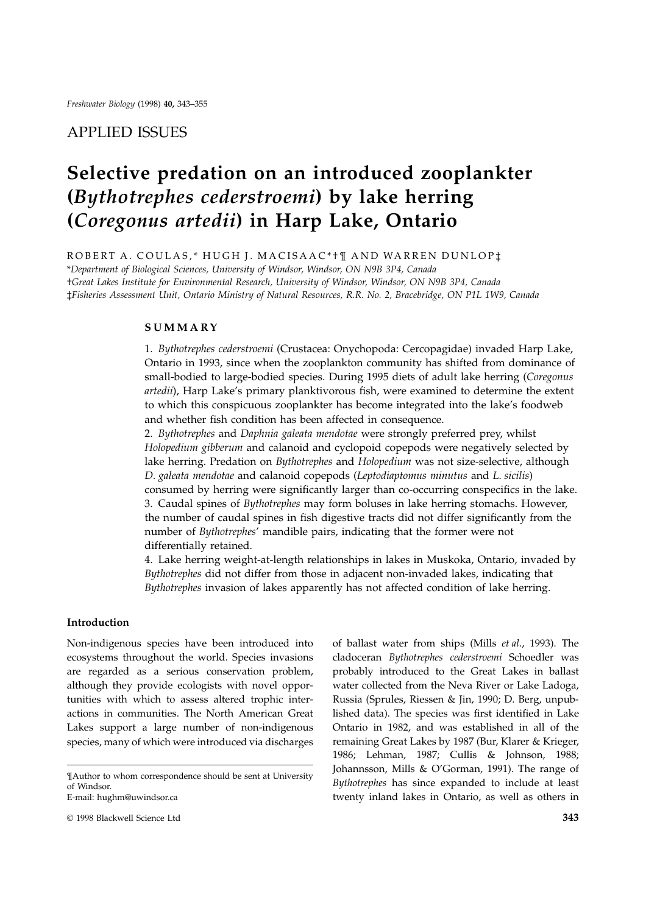APPLIED ISSUES

# Selective predation on an introduced zooplankter (*Bythotrephes cederstroemi*) by lake herring (*Coregonus artedii*) in Harp Lake, Ontario

ROBERT A. COULAS,* HUGH J. MACISAAC*†¶ AND WARREN DUNLOP‡

*Department of Biological Sciences, University of Windsor, Windsor, ON N9B 3P4, Canada

†Great Lakes Institute for Environmental Research, University of Windsor, Windsor, ON N9B 3P4, Canada

‡Fisheries Assessment Unit, Ontario Ministry of Natural Resources, R.R. No. 2, Bracebridge, ON P1L 1W9, Canada

## SUMMARY

1. *Bythotrephes cederstroemi* (Crustacea: Onychopoda: Cercopagidae) invaded Harp Lake, Ontario in 1993, since when the zooplankton community has shifted from dominance of small-bodied to large-bodied species. During 1995 diets of adult lake herring (*Coregonus artedii*), Harp Lake's primary planktivorous fish, were examined to determine the extent to which this conspicuous zooplankter has become integrated into the lake's foodweb and whether fish condition has been affected in consequence.

2. *Bythotrephes* and *Daphnia galeata mendotae* were strongly preferred prey, whilst *Holopedium gibberum* and calanoid and cyclopoid copepods were negatively selected by lake herring. Predation on *Bythotrephes* and *Holopedium* was not size-selective, although *D. galeata mendotae* and calanoid copepods (*Leptodiaptomus minutus* and *L. sicilis*) consumed by herring were significantly larger than co-occurring conspecifics in the lake.

3. Caudal spines of *Bythotrephes* may form boluses in lake herring stomachs. However, the number of caudal spines in fish digestive tracts did not differ significantly from the number of *Bythotrephes*' mandible pairs, indicating that the former were not differentially retained.

4. Lake herring weight-at-length relationships in lakes in Muskoka, Ontario, invaded by *Bythotrephes* did not differ from those in adjacent non-invaded lakes, indicating that *Bythotrephes* invasion of lakes apparently has not affected condition of lake herring.

## Introduction

Non-indigenous species have been introduced into ecosystems throughout the world. Species invasions are regarded as a serious conservation problem, although they provide ecologists with novel opportunities with which to assess altered trophic interactions in communities. The North American Great Lakes support a large number of non-indigenous species, many of which were introduced via discharges of ballast water from ships (Mills *et al*., 1993). The cladoceran *Bythotrephes cederstroemi* Schoedler was probably introduced to the Great Lakes in ballast water collected from the Neva River or Lake Ladoga, Russia (Sprules, Riessen & Jin, 1990; D. Berg, unpublished data). The species was first identified in Lake Ontario in 1982, and was established in all of the remaining Great Lakes by 1987 (Bur, Klarer & Krieger, 1986; Lehman, 1987; Cullis & Johnson, 1988; Johannsson, Mills & O'Gorman, 1991). The range of *Bythotrephes* has since expanded to include at least twenty inland lakes in Ontario, as well as others in

¶Author to whom correspondence should be sent at University of Windsor.
E-mail: hughm@uwindsor.ca

© 1998 Blackwell Science Ltd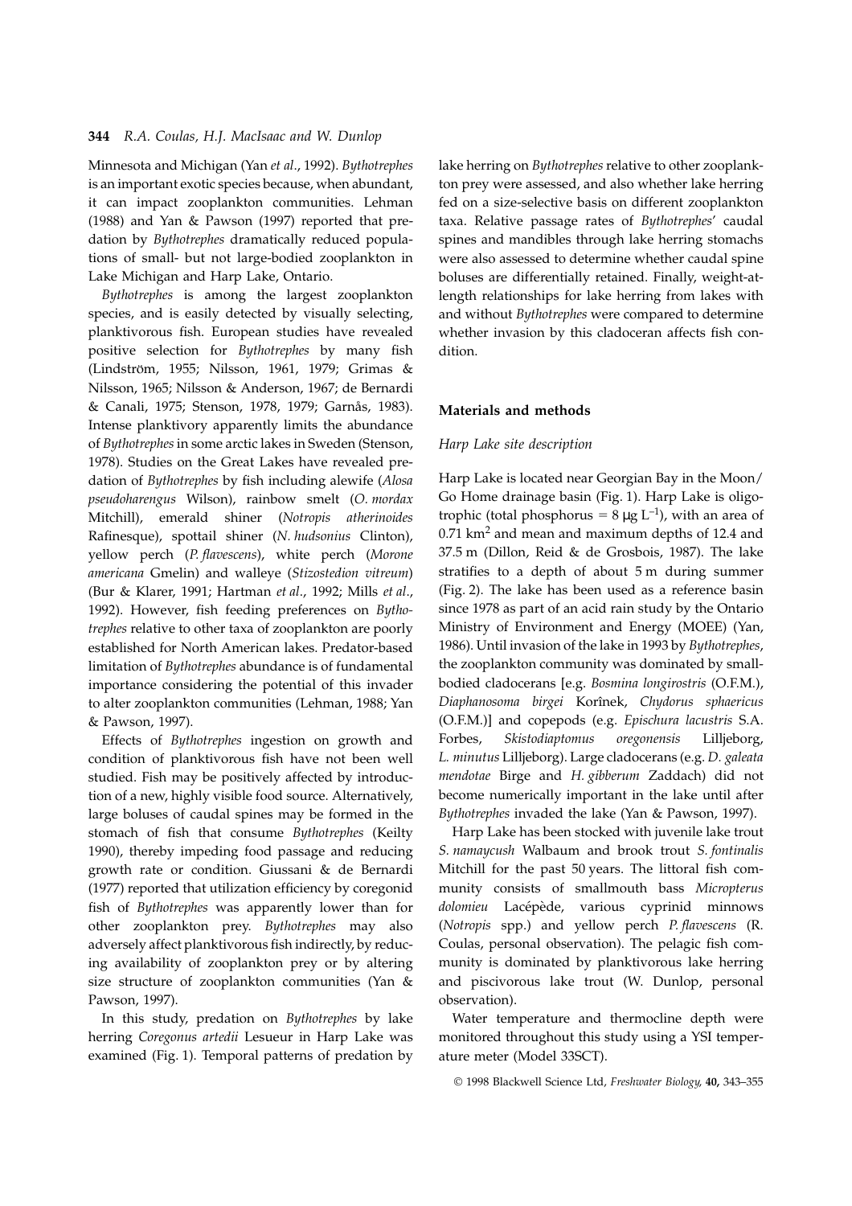Minnesota and Michigan (Yan *et al*., 1992). *Bythotrephes* is an important exotic species because, when abundant, it can impact zooplankton communities. Lehman (1988) and Yan & Pawson (1997) reported that predation by *Bythotrephes* dramatically reduced populations of small- but not large-bodied zooplankton in Lake Michigan and Harp Lake, Ontario.

*Bythotrephes* is among the largest zooplankton species, and is easily detected by visually selecting, planktivorous fish. European studies have revealed positive selection for *Bythotrephes* by many fish (Lindström, 1955; Nilsson, 1961, 1979; Grimas & Nilsson, 1965; Nilsson & Anderson, 1967; de Bernardi & Canali, 1975; Stenson, 1978, 1979; Garnås, 1983). Intense planktivory apparently limits the abundance of *Bythotrephes* in some arctic lakes in Sweden (Stenson, 1978). Studies on the Great Lakes have revealed predation of *Bythotrephes* by fish including alewife (*Alosa pseudoharengus* Wilson), rainbow smelt (*O. mordax* Mitchill), emerald shiner (*Notropis atherinoides* Rafinesque), spottail shiner (*N. hudsonius* Clinton), yellow perch (*P. flavescens*), white perch (*Morone americana* Gmelin) and walleye (*Stizostedion vitreum*) (Bur & Klarer, 1991; Hartman *et al*., 1992; Mills *et al*., 1992). However, fish feeding preferences on *Bythotrephes* relative to other taxa of zooplankton are poorly established for North American lakes. Predator-based limitation of *Bythotrephes* abundance is of fundamental importance considering the potential of this invader to alter zooplankton communities (Lehman, 1988; Yan & Pawson, 1997).

Effects of *Bythotrephes* ingestion on growth and condition of planktivorous fish have not been well studied. Fish may be positively affected by introduction of a new, highly visible food source. Alternatively, large boluses of caudal spines may be formed in the stomach of fish that consume *Bythotrephes* (Keilty 1990), thereby impeding food passage and reducing growth rate or condition. Giussani & de Bernardi (1977) reported that utilization efficiency by coregonid fish of *Bythotrephes* was apparently lower than for other zooplankton prey. *Bythotrephes* may also adversely affect planktivorous fish indirectly, by reducing availability of zooplankton prey or by altering size structure of zooplankton communities (Yan & Pawson, 1997).

In this study, predation on *Bythotrephes* by lake herring *Coregonus artedii* Lesueur in Harp Lake was examined (Fig. 1). Temporal patterns of predation by lake herring on *Bythotrephes* relative to other zooplankton prey were assessed, and also whether lake herring fed on a size-selective basis on different zooplankton taxa. Relative passage rates of *Bythotrephes*' caudal spines and mandibles through lake herring stomachs were also assessed to determine whether caudal spine boluses are differentially retained. Finally, weight-at-length relationships for lake herring from lakes with and without *Bythotrephes* were compared to determine whether invasion by this cladoceran affects fish condition.

## Materials and methods

### *Harp Lake site description*

Harp Lake is located near Georgian Bay in the Moon/Go Home drainage basin (Fig. 1). Harp Lake is oligotrophic (total phosphorus = 8 $\mu$g L$^{-1}$), with an area of 0.71 km$^2$ and mean and maximum depths of 12.4 and 37.5 m (Dillon, Reid & de Grosbois, 1987). The lake stratifies to a depth of about 5 m during summer (Fig. 2). The lake has been used as a reference basin since 1978 as part of an acid rain study by the Ontario Ministry of Environment and Energy (MOEE) (Yan, 1986). Until invasion of the lake in 1993 by *Bythotrephes*, the zooplankton community was dominated by small-bodied cladocerans [e.g. *Bosmina longirostris* (O.F.M.), *Diaphanosoma birgei* Korînek, *Chydorus sphaericus* (O.F.M.)] and copepods (e.g. *Epischura lacustris* S.A. Forbes, *Skistodiaptomus oregonensis* Lilljeborg, *L. minutus* Lilljeborg). Large cladocerans (e.g. *D. galeata mendotae* Birge and *H. gibberum* Zaddach) did not become numerically important in the lake until after *Bythotrephes* invaded the lake (Yan & Pawson, 1997).

Harp Lake has been stocked with juvenile lake trout *S. namaycush* Walbaum and brook trout *S. fontinalis* Mitchill for the past 50 years. The littoral fish community consists of smallmouth bass *Micropterus dolomieu* Lacépède, various cyprinid minnows (*Notropis* spp.) and yellow perch *P. flavescens* (R. Coulas, personal observation). The pelagic fish community is dominated by planktivorous lake herring and piscivorous lake trout (W. Dunlop, personal observation).

Water temperature and thermocline depth were monitored throughout this study using a YSI temperature meter (Model 33SCT).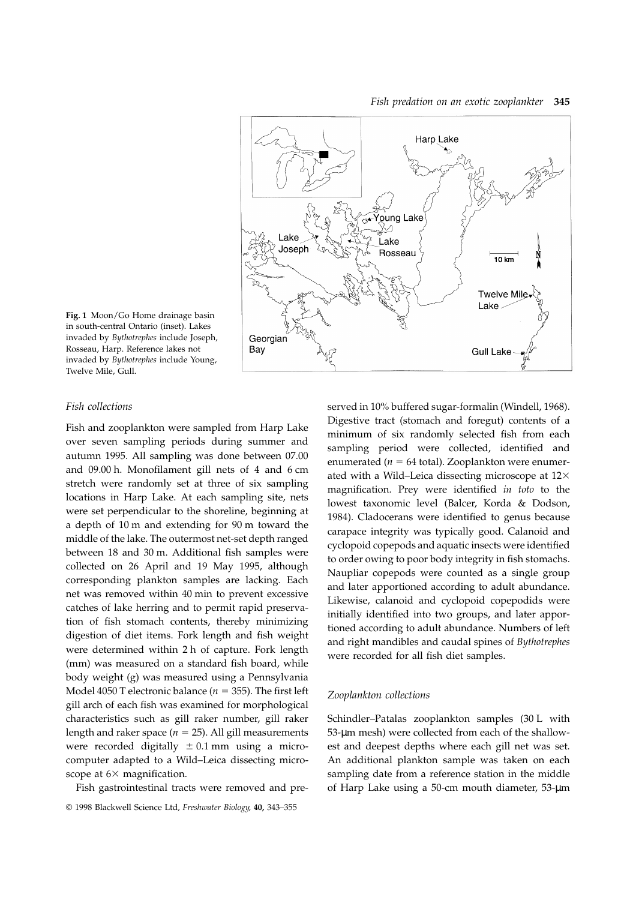Fig. 1 Moon/Go Home drainage basin in south-central Ontario (inset). Lakes invaded by *Bythotrephes* include Joseph, Rosseau, Harp. Reference lakes not invaded by *Bythotrephes* include Young, Twelve Mile, Gull.

### *Fish collections*

Fish and zooplankton were sampled from Harp Lake over seven sampling periods during summer and autumn 1995. All sampling was done between 07.00 and 09.00 h. Monofilament gill nets of 4 and 6 cm stretch were randomly set at three of six sampling locations in Harp Lake. At each sampling site, nets were set perpendicular to the shoreline, beginning at a depth of 10 m and extending for 90 m toward the middle of the lake. The outermost net-set depth ranged between 18 and 30 m. Additional fish samples were collected on 26 April and 19 May 1995, although corresponding plankton samples are lacking. Each net was removed within 40 min to prevent excessive catches of lake herring and to permit rapid preservation of fish stomach contents, thereby minimizing digestion of diet items. Fork length and fish weight were determined within 2 h of capture. Fork length (mm) was measured on a standard fish board, while body weight (g) was measured using a Pennsylvania Model 4050 T electronic balance ($n = 355$). The first left gill arch of each fish was examined for morphological characteristics such as gill raker number, gill raker length and raker space ($n = 25$). All gill measurements were recorded digitally $\pm$ 0.1 mm using a microcomputer adapted to a Wild–Leica dissecting microscope at 6× magnification.

Fish gastrointestinal tracts were removed and preserved in 10% buffered sugar-formalin (Windell, 1968). Digestive tract (stomach and foregut) contents of a minimum of six randomly selected fish from each sampling period were collected, identified and enumerated ($n = 64$ total). Zooplankton were enumerated with a Wild–Leica dissecting microscope at 12× magnification. Prey were identified *in toto* to the lowest taxonomic level (Balcer, Korda & Dodson, 1984). Cladocerans were identified to genus because carapace integrity was typically good. Calanoid and cyclopoid copepods and aquatic insects were identified to order owing to poor body integrity in fish stomachs. Naupliar copepods were counted as a single group and later apportioned according to adult abundance. Likewise, calanoid and cyclopoid copepodids were initially identified into two groups, and later apportioned according to adult abundance. Numbers of left and right mandibles and caudal spines of *Bythotrephes* were recorded for all fish diet samples.

### *Zooplankton collections*

Schindler–Patalas zooplankton samples (30 L with 53-µm mesh) were collected from each of the shallowest and deepest depths where each gill net was set. An additional plankton sample was taken on each sampling date from a reference station in the middle of Harp Lake using a 50-cm mouth diameter, 53-µm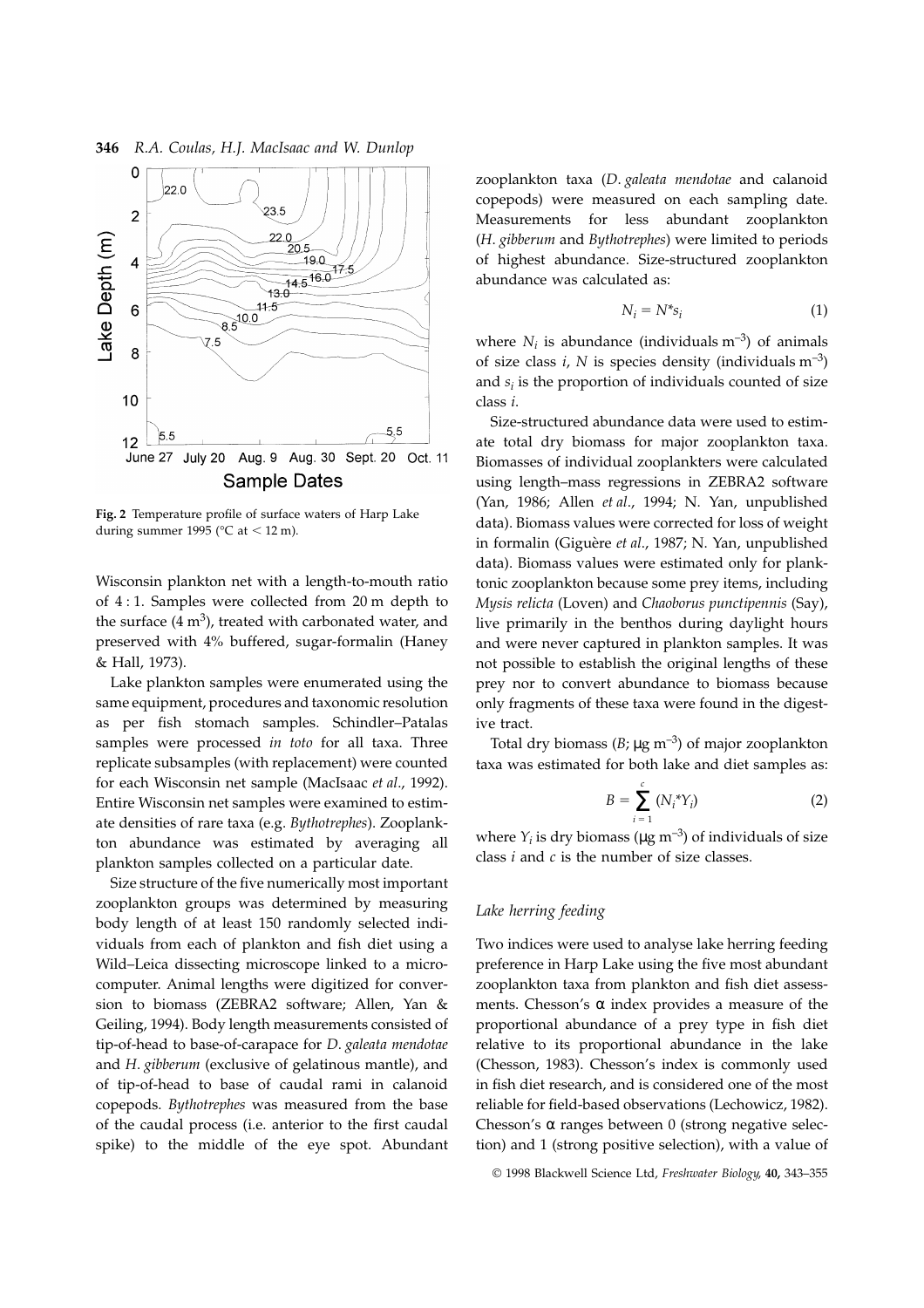**Fig. 2** Temperature profile of surface waters of Harp Lake during summer 1995 (°C at < 12 m).

Wisconsin plankton net with a length-to-mouth ratio of 4 : 1. Samples were collected from 20 m depth to the surface (4 $m^3$), treated with carbonated water, and preserved with 4% buffered, sugar-formalin (Haney & Hall, 1973).

Lake plankton samples were enumerated using the same equipment, procedures and taxonomic resolution as per fish stomach samples. Schindler–Patalas samples were processed *in toto* for all taxa. Three replicate subsamples (with replacement) were counted for each Wisconsin net sample (MacIsaac *et al*., 1992). Entire Wisconsin net samples were examined to estimate densities of rare taxa (e.g. *Bythotrephes*). Zooplankton abundance was estimated by averaging all plankton samples collected on a particular date.

Size structure of the five numerically most important zooplankton groups was determined by measuring body length of at least 150 randomly selected individuals from each of plankton and fish diet using a Wild–Leica dissecting microscope linked to a microcomputer. Animal lengths were digitized for conversion to biomass (ZEBRA2 software; Allen, Yan & Geiling, 1994). Body length measurements consisted of tip-of-head to base-of-carapace for *D. galeata mendotae* and *H. gibberum* (exclusive of gelatinous mantle), and of tip-of-head to base of caudal rami in calanoid copepods. *Bythotrephes* was measured from the base of the caudal process (i.e. anterior to the first caudal spike) to the middle of the eye spot. Abundant zooplankton taxa (*D. galeata mendotae* and calanoid copepods) were measured on each sampling date. Measurements for less abundant zooplankton (*H. gibberum* and *Bythotrephes*) were limited to periods of highest abundance. Size-structured zooplankton abundance was calculated as:

$$N_i = N^* s_i \tag{1}$$

where $N_i$ is abundance (individuals $m^{-3}$) of animals of size class $i$, $N$ is species density (individuals $m^{-3}$) and $s_i$ is the proportion of individuals counted of size class $i$.

Size-structured abundance data were used to estimate total dry biomass for major zooplankton taxa. Biomasses of individual zooplankters were calculated using length–mass regressions in ZEBRA2 software (Yan, 1986; Allen *et al*., 1994; N. Yan, unpublished data). Biomass values were corrected for loss of weight in formalin (Giguère *et al*., 1987; N. Yan, unpublished data). Biomass values were estimated only for planktonic zooplankton because some prey items, including *Mysis relicta* (Loven) and *Chaoborus punctipennis* (Say), live primarily in the benthos during daylight hours and were never captured in plankton samples. It was not possible to establish the original lengths of these prey nor to convert abundance to biomass because only fragments of these taxa were found in the digestive tract.

Total dry biomass ($B$; μg $m^{-3}$) of major zooplankton taxa was estimated for both lake and diet samples as:

$$B = \sum_{i=1}^{c} (N_i^* Y_i) \tag{2}$$

where $Y_i$ is dry biomass (μg $m^{-3}$) of individuals of size class $i$ and $c$ is the number of size classes.

### *Lake herring feeding*

Two indices were used to analyse lake herring feeding preference in Harp Lake using the five most abundant zooplankton taxa from plankton and fish diet assessments. Chesson's α index provides a measure of the proportional abundance of a prey type in fish diet relative to its proportional abundance in the lake (Chesson, 1983). Chesson's index is commonly used in fish diet research, and is considered one of the most reliable for field-based observations (Lechowicz, 1982). Chesson's α ranges between 0 (strong negative selection) and 1 (strong positive selection), with a value of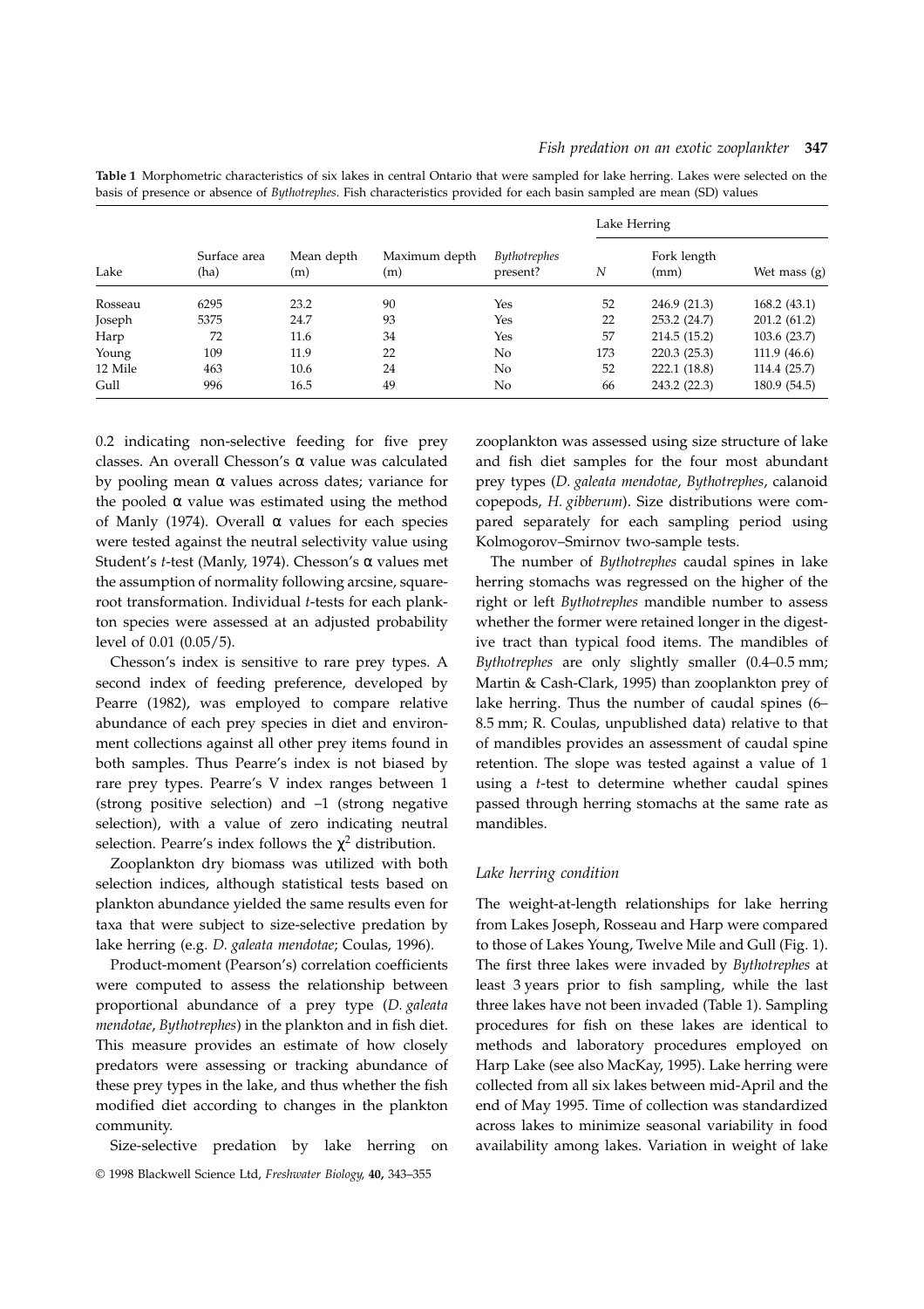**Table 1** Morphometric characteristics of six lakes in central Ontario that were sampled for lake herring. Lakes were selected on the basis of presence or absence of *Bythotrephes*. Fish characteristics provided for each basin sampled are mean (SD) values

| Lake | Surface area (ha) | Mean depth (m) | Maximum depth (m) | *Bythotrephes* present? | Lake Herring | | |
|---|---|---|---|---|---|---|---|
| | | | | | *N* | Fork length (mm) | Wet mass (g) |
| Rosseau | 6295 | 23.2 | 90 | Yes | 52 | 246.9 (21.3) | 168.2 (43.1) |
| Joseph | 5375 | 24.7 | 93 | Yes | 22 | 253.2 (24.7) | 201.2 (61.2) |
| Harp | 72 | 11.6 | 34 | Yes | 57 | 214.5 (15.2) | 103.6 (23.7) |
| Young | 109 | 11.9 | 22 | No | 173 | 220.3 (25.3) | 111.9 (46.6) |
| 12 Mile | 463 | 10.6 | 24 | No | 52 | 222.1 (18.8) | 114.4 (25.7) |
| Gull | 996 | 16.5 | 49 | No | 66 | 243.2 (22.3) | 180.9 (54.5) |

0.2 indicating non-selective feeding for five prey classes. An overall Chesson's $\alpha$ value was calculated by pooling mean $\alpha$ values across dates; variance for the pooled $\alpha$ value was estimated using the method of Manly (1974). Overall $\alpha$ values for each species were tested against the neutral selectivity value using Student's *t*-test (Manly, 1974). Chesson's $\alpha$ values met the assumption of normality following arcsine, square-root transformation. Individual *t*-tests for each plankton species were assessed at an adjusted probability level of 0.01 (0.05/5).

Chesson's index is sensitive to rare prey types. A second index of feeding preference, developed by Pearre (1982), was employed to compare relative abundance of each prey species in diet and environment collections against all other prey items found in both samples. Thus Pearre's index is not biased by rare prey types. Pearre's V index ranges between 1 (strong positive selection) and –1 (strong negative selection), with a value of zero indicating neutral selection. Pearre's index follows the $\chi^2$ distribution.

Zooplankton dry biomass was utilized with both selection indices, although statistical tests based on plankton abundance yielded the same results even for taxa that were subject to size-selective predation by lake herring (e.g. *D. galeata mendotae*; Coulas, 1996).

Product-moment (Pearson's) correlation coefficients were computed to assess the relationship between proportional abundance of a prey type (*D. galeata mendotae*, *Bythotrephes*) in the plankton and in fish diet. This measure provides an estimate of how closely predators were assessing or tracking abundance of these prey types in the lake, and thus whether the fish modified diet according to changes in the plankton community.

Size-selective predation by lake herring on zooplankton was assessed using size structure of lake and fish diet samples for the four most abundant prey types (*D. galeata mendotae*, *Bythotrephes*, calanoid copepods, *H. gibberum*). Size distributions were compared separately for each sampling period using Kolmogorov–Smirnov two-sample tests.

The number of *Bythotrephes* caudal spines in lake herring stomachs was regressed on the higher of the right or left *Bythotrephes* mandible number to assess whether the former were retained longer in the digestive tract than typical food items. The mandibles of *Bythotrephes* are only slightly smaller (0.4–0.5 mm; Martin & Cash-Clark, 1995) than zooplankton prey of lake herring. Thus the number of caudal spines (6–8.5 mm; R. Coulas, unpublished data) relative to that of mandibles provides an assessment of caudal spine retention. The slope was tested against a value of 1 using a *t*-test to determine whether caudal spines passed through herring stomachs at the same rate as mandibles.

### *Lake herring condition*

The weight-at-length relationships for lake herring from Lakes Joseph, Rosseau and Harp were compared to those of Lakes Young, Twelve Mile and Gull (Fig. 1). The first three lakes were invaded by *Bythotrephes* at least 3 years prior to fish sampling, while the last three lakes have not been invaded (Table 1). Sampling procedures for fish on these lakes are identical to methods and laboratory procedures employed on Harp Lake (see also MacKay, 1995). Lake herring were collected from all six lakes between mid-April and the end of May 1995. Time of collection was standardized across lakes to minimize seasonal variability in food availability among lakes. Variation in weight of lake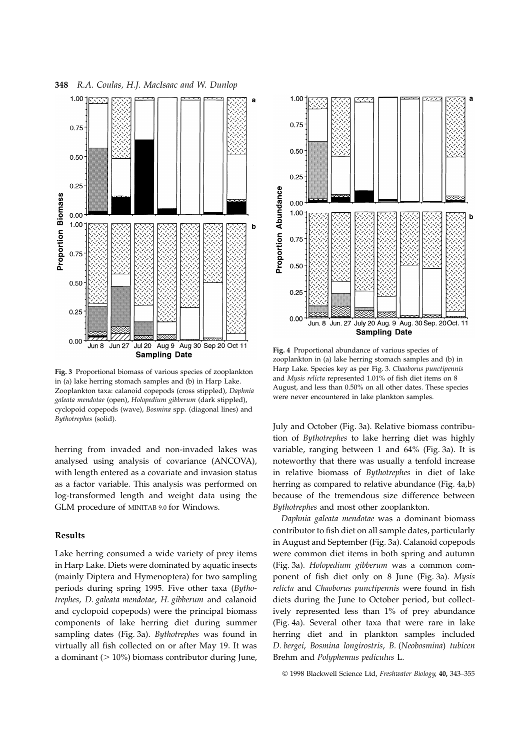Fig. 3 Proportional biomass of various species of zooplankton in (a) lake herring stomach samples and (b) in Harp Lake. Zooplankton taxa: calanoid copepods (cross stippled), *Daphnia galeata mendotae* (open), *Holopedium gibberum* (dark stippled), cyclopoid copepods (wave), *Bosmina* spp. (diagonal lines) and *Bythotrephes* (solid).

Fig. 4 Proportional abundance of various species of zooplankton in (a) lake herring stomach samples and (b) in Harp Lake. Species key as per Fig. 3. *Chaoborus punctipennis* and *Mysis relicta* represented 1.01% of fish diet items on 8 August, and less than 0.50% on all other dates. These species were never encountered in lake plankton samples.

herring from invaded and non-invaded lakes was analysed using analysis of covariance (ANCOVA), with length entered as a covariate and invasion status as a factor variable. This analysis was performed on log-transformed length and weight data using the GLM procedure of MINITAB 9.0 for Windows.

## Results

Lake herring consumed a wide variety of prey items in Harp Lake. Diets were dominated by aquatic insects (mainly Diptera and Hymenoptera) for two sampling periods during spring 1995. Five other taxa (*Bythotrephes*, *D. galeata mendotae*, *H. gibberum* and calanoid and cyclopoid copepods) were the principal biomass components of lake herring diet during summer sampling dates (Fig. 3a). *Bythotrephes* was found in virtually all fish collected on or after May 19. It was a dominant (> 10%) biomass contributor during June, July and October (Fig. 3a). Relative biomass contribution of *Bythotrephes* to lake herring diet was highly variable, ranging between 1 and 64% (Fig. 3a). It is noteworthy that there was usually a tenfold increase in relative biomass of *Bythotrephes* in diet of lake herring as compared to relative abundance (Fig. 4a,b) because of the tremendous size difference between *Bythotrephes* and most other zooplankton.

*Daphnia galeata mendotae* was a dominant biomass contributor to fish diet on all sample dates, particularly in August and September (Fig. 3a). Calanoid copepods were common diet items in both spring and autumn (Fig. 3a). *Holopedium gibberum* was a common component of fish diet only on 8 June (Fig. 3a). *Mysis relicta* and *Chaoborus punctipennis* were found in fish diets during the June to October period, but collectively represented less than 1% of prey abundance (Fig. 4a). Several other taxa that were rare in lake herring diet and in plankton samples included *D. bergei*, *Bosmina longirostris*, *B.* (*Neobosmina*) *tubicen* Brehm and *Polyphemus pediculus* L.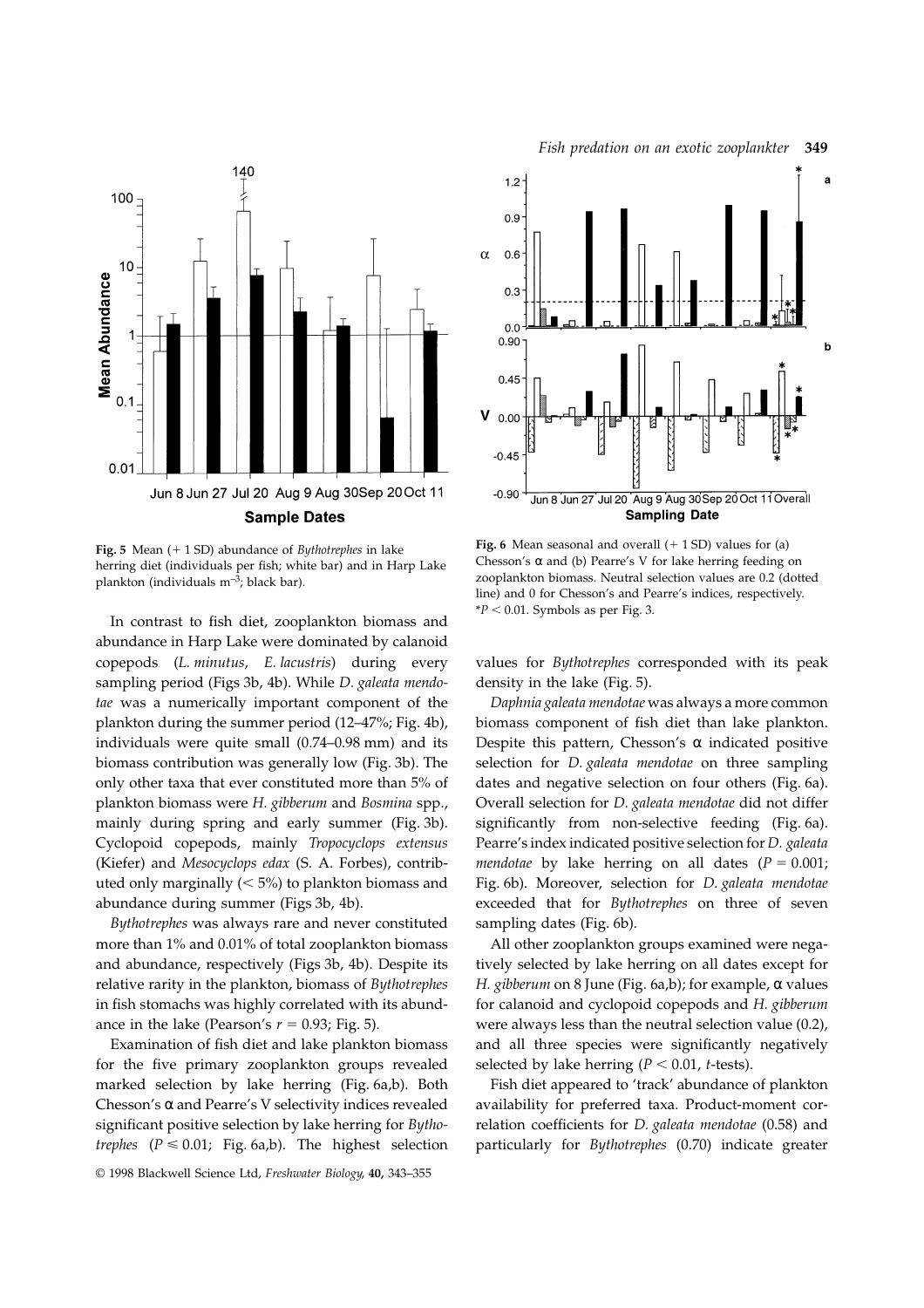**Fig. 5** Mean (+ 1 SD) abundance of *Bythotrephes* in lake herring diet (individuals per fish; white bar) and in Harp Lake plankton (individuals m$^{-3}$; black bar).

**Fig. 6** Mean seasonal and overall (+ 1 SD) values for (a) Chesson's α and (b) Pearre's V for lake herring feeding on zooplankton biomass. Neutral selection values are 0.2 (dotted line) and 0 for Chesson's and Pearre's indices, respectively. *$P < 0.01$. Symbols as per Fig. 3.

In contrast to fish diet, zooplankton biomass and abundance in Harp Lake were dominated by calanoid copepods (*L. minutus*, *E. lacustris*) during every sampling period (Figs 3b, 4b). While *D. galeata mendotae* was a numerically important component of the plankton during the summer period (12–47%; Fig. 4b), individuals were quite small (0.74–0.98 mm) and its biomass contribution was generally low (Fig. 3b). The only other taxa that ever constituted more than 5% of plankton biomass were *H. gibberum* and *Bosmina* spp., mainly during spring and early summer (Fig. 3b). Cyclopoid copepods, mainly *Tropocyclops extensus* (Kiefer) and *Mesocyclops edax* (S. A. Forbes), contributed only marginally (< 5%) to plankton biomass and abundance during summer (Figs 3b, 4b).

*Bythotrephes* was always rare and never constituted more than 1% and 0.01% of total zooplankton biomass and abundance, respectively (Figs 3b, 4b). Despite its relative rarity in the plankton, biomass of *Bythotrephes* in fish stomachs was highly correlated with its abundance in the lake (Pearson's $r = 0.93$; Fig. 5).

Examination of fish diet and lake plankton biomass for the five primary zooplankton groups revealed marked selection by lake herring (Fig. 6a,b). Both Chesson's α and Pearre's V selectivity indices revealed significant positive selection by lake herring for *Bythotrephes* ($P \leq 0.01$; Fig. 6a,b). The highest selection values for *Bythotrephes* corresponded with its peak density in the lake (Fig. 5).

*Daphnia galeata mendotae* was always a more common biomass component of fish diet than lake plankton. Despite this pattern, Chesson's α indicated positive selection for *D. galeata mendotae* on three sampling dates and negative selection on four others (Fig. 6a). Overall selection for *D. galeata mendotae* did not differ significantly from non-selective feeding (Fig. 6a). Pearre's index indicated positive selection for *D. galeata mendotae* by lake herring on all dates ($P = 0.001$; Fig. 6b). Moreover, selection for *D. galeata mendotae* exceeded that for *Bythotrephes* on three of seven sampling dates (Fig. 6b).

All other zooplankton groups examined were negatively selected by lake herring on all dates except for *H. gibberum* on 8 June (Fig. 6a,b); for example, α values for calanoid and cyclopoid copepods and *H. gibberum* were always less than the neutral selection value (0.2), and all three species were significantly negatively selected by lake herring ($P < 0.01$, *t*-tests).

Fish diet appeared to 'track' abundance of plankton availability for preferred taxa. Product-moment correlation coefficients for *D. galeata mendotae* (0.58) and particularly for *Bythotrephes* (0.70) indicate greater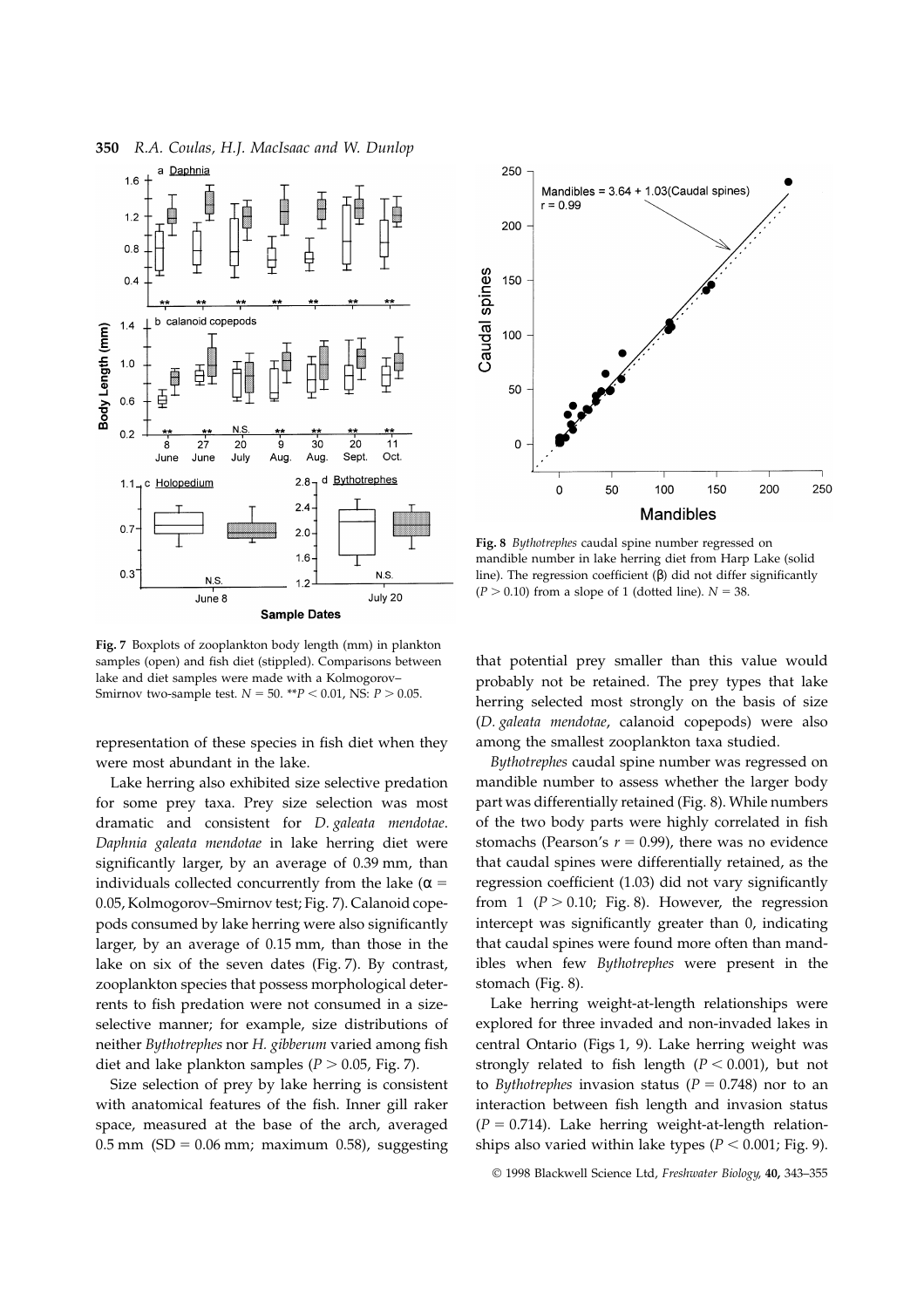**Fig. 7** Boxplots of zooplankton body length (mm) in plankton samples (open) and fish diet (stippled). Comparisons between lake and diet samples were made with a Kolmogorov–Smirnov two-sample test. $N = 50$. $^{**}P < 0.01$, NS: $P > 0.05$.

**Fig. 8** *Bythotrephes* caudal spine number regressed on mandible number in lake herring diet from Harp Lake (solid line). The regression coefficient ($\beta$) did not differ significantly ($P > 0.10$) from a slope of 1 (dotted line). $N = 38$.

representation of these species in fish diet when they were most abundant in the lake.

Lake herring also exhibited size selective predation for some prey taxa. Prey size selection was most dramatic and consistent for *D. galeata mendotae*. *Daphnia galeata mendotae* in lake herring diet were significantly larger, by an average of 0.39 mm, than individuals collected concurrently from the lake ($\alpha = 0.05$, Kolmogorov–Smirnov test; Fig. 7). Calanoid copepods consumed by lake herring were also significantly larger, by an average of 0.15 mm, than those in the lake on six of the seven dates (Fig. 7). By contrast, zooplankton species that possess morphological deterrents to fish predation were not consumed in a size-selective manner; for example, size distributions of neither *Bythotrephes* nor *H. gibberum* varied among fish diet and lake plankton samples ($P > 0.05$, Fig. 7).

Size selection of prey by lake herring is consistent with anatomical features of the fish. Inner gill raker space, measured at the base of the arch, averaged 0.5 mm (SD = 0.06 mm; maximum 0.58), suggesting that potential prey smaller than this value would probably not be retained. The prey types that lake herring selected most strongly on the basis of size (*D. galeata mendotae*, calanoid copepods) were also among the smallest zooplankton taxa studied.

*Bythotrephes* caudal spine number was regressed on mandible number to assess whether the larger body part was differentially retained (Fig. 8). While numbers of the two body parts were highly correlated in fish stomachs (Pearson's $r = 0.99$), there was no evidence that caudal spines were differentially retained, as the regression coefficient (1.03) did not vary significantly from 1 ($P > 0.10$; Fig. 8). However, the regression intercept was significantly greater than 0, indicating that caudal spines were found more often than mandibles when few *Bythotrephes* were present in the stomach (Fig. 8).

Lake herring weight-at-length relationships were explored for three invaded and non-invaded lakes in central Ontario (Figs 1, 9). Lake herring weight was strongly related to fish length ($P < 0.001$), but not to *Bythotrephes* invasion status ($P = 0.748$) nor to an interaction between fish length and invasion status ($P = 0.714$). Lake herring weight-at-length relationships also varied within lake types ($P < 0.001$; Fig. 9).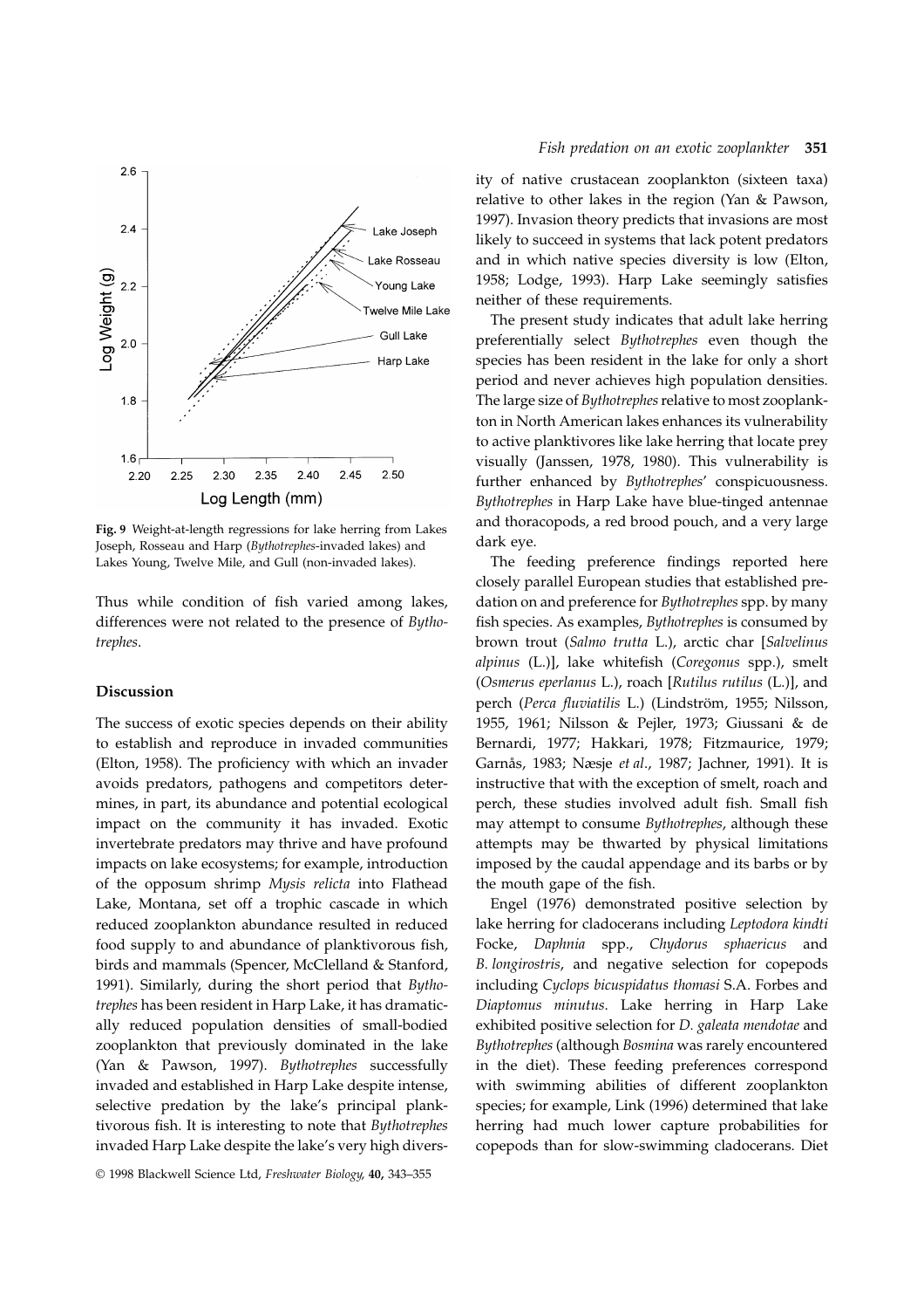Fig. 9 Weight-at-length regressions for lake herring from Lakes Joseph, Rosseau and Harp (*Bythotrephes*-invaded lakes) and Lakes Young, Twelve Mile, and Gull (non-invaded lakes).

Thus while condition of fish varied among lakes, differences were not related to the presence of *Bythotrephes*.

## Discussion

The success of exotic species depends on their ability to establish and reproduce in invaded communities (Elton, 1958). The proficiency with which an invader avoids predators, pathogens and competitors determines, in part, its abundance and potential ecological impact on the community it has invaded. Exotic invertebrate predators may thrive and have profound impacts on lake ecosystems; for example, introduction of the opposum shrimp *Mysis relicta* into Flathead Lake, Montana, set off a trophic cascade in which reduced zooplankton abundance resulted in reduced food supply to and abundance of planktivorous fish, birds and mammals (Spencer, McClelland & Stanford, 1991). Similarly, during the short period that *Bythotrephes* has been resident in Harp Lake, it has dramatically reduced population densities of small-bodied zooplankton that previously dominated in the lake (Yan & Pawson, 1997). *Bythotrephes* successfully invaded and established in Harp Lake despite intense, selective predation by the lake's principal planktivorous fish. It is interesting to note that *Bythotrephes* invaded Harp Lake despite the lake's very high diversity of native crustacean zooplankton (sixteen taxa) relative to other lakes in the region (Yan & Pawson, 1997). Invasion theory predicts that invasions are most likely to succeed in systems that lack potent predators and in which native species diversity is low (Elton, 1958; Lodge, 1993). Harp Lake seemingly satisfies neither of these requirements.

The present study indicates that adult lake herring preferentially select *Bythotrephes* even though the species has been resident in the lake for only a short period and never achieves high population densities. The large size of *Bythotrephes* relative to most zooplankton in North American lakes enhances its vulnerability to active planktivores like lake herring that locate prey visually (Janssen, 1978, 1980). This vulnerability is further enhanced by *Bythotrephes*' conspicuousness. *Bythotrephes* in Harp Lake have blue-tinged antennae and thoracopods, a red brood pouch, and a very large dark eye.

The feeding preference findings reported here closely parallel European studies that established predation on and preference for *Bythotrephes* spp. by many fish species. As examples, *Bythotrephes* is consumed by brown trout (*Salmo trutta* L.), arctic char [*Salvelinus alpinus* (L.)], lake whitefish (*Coregonus* spp.), smelt (*Osmerus eperlanus* L.), roach [*Rutilus rutilus* (L.)], and perch (*Perca fluviatilis* L.) (Lindström, 1955; Nilsson, 1955, 1961; Nilsson & Pejler, 1973; Giussani & de Bernardi, 1977; Hakkari, 1978; Fitzmaurice, 1979; Garnås, 1983; Næsje *et al*., 1987; Jachner, 1991). It is instructive that with the exception of smelt, roach and perch, these studies involved adult fish. Small fish may attempt to consume *Bythotrephes*, although these attempts may be thwarted by physical limitations imposed by the caudal appendage and its barbs or by the mouth gape of the fish.

Engel (1976) demonstrated positive selection by lake herring for cladocerans including *Leptodora kindti* Focke, *Daphnia* spp., *Chydorus sphaericus* and *B. longirostris*, and negative selection for copepods including *Cyclops bicuspidatus thomasi* S.A. Forbes and *Diaptomus minutus.* Lake herring in Harp Lake exhibited positive selection for *D. galeata mendotae* and *Bythotrephes* (although *Bosmina* was rarely encountered in the diet). These feeding preferences correspond with swimming abilities of different zooplankton species; for example, Link (1996) determined that lake herring had much lower capture probabilities for copepods than for slow-swimming cladocerans. Diet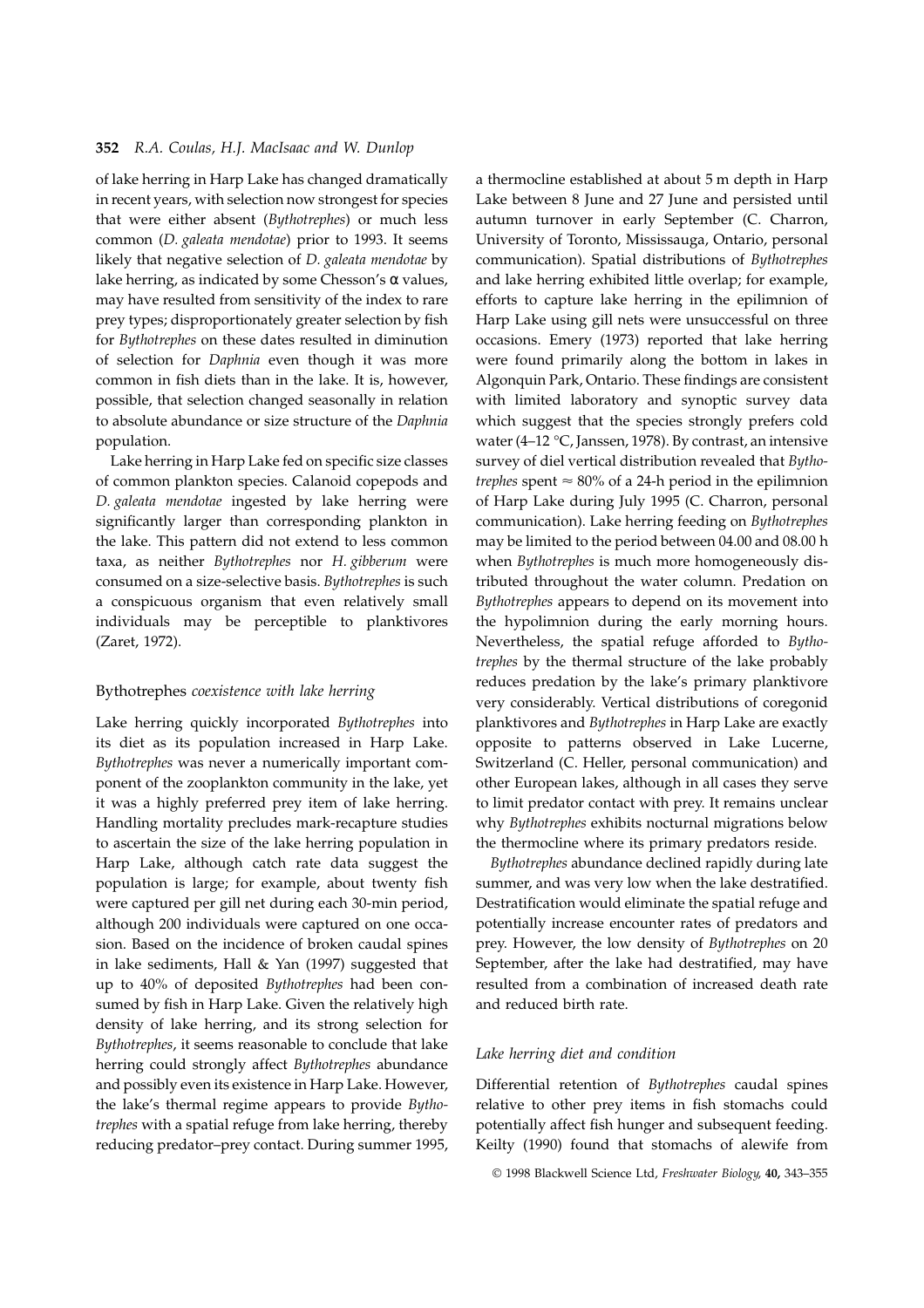of lake herring in Harp Lake has changed dramatically in recent years, with selection now strongest for species that were either absent (*Bythotrephes*) or much less common (*D. galeata mendotae*) prior to 1993. It seems likely that negative selection of *D. galeata mendotae* by lake herring, as indicated by some Chesson's $\alpha$ values, may have resulted from sensitivity of the index to rare prey types; disproportionately greater selection by fish for *Bythotrephes* on these dates resulted in diminution of selection for *Daphnia* even though it was more common in fish diets than in the lake. It is, however, possible, that selection changed seasonally in relation to absolute abundance or size structure of the *Daphnia* population.

Lake herring in Harp Lake fed on specific size classes of common plankton species. Calanoid copepods and *D. galeata mendotae* ingested by lake herring were significantly larger than corresponding plankton in the lake. This pattern did not extend to less common taxa, as neither *Bythotrephes* nor *H. gibberum* were consumed on a size-selective basis. *Bythotrephes* is such a conspicuous organism that even relatively small individuals may be perceptible to planktivores (Zaret, 1972).

### *Bythotrephes* coexistence with lake herring

Lake herring quickly incorporated *Bythotrephes* into its diet as its population increased in Harp Lake. *Bythotrephes* was never a numerically important component of the zooplankton community in the lake, yet it was a highly preferred prey item of lake herring. Handling mortality precludes mark-recapture studies to ascertain the size of the lake herring population in Harp Lake, although catch rate data suggest the population is large; for example, about twenty fish were captured per gill net during each 30-min period, although 200 individuals were captured on one occasion. Based on the incidence of broken caudal spines in lake sediments, Hall & Yan (1997) suggested that up to 40% of deposited *Bythotrephes* had been consumed by fish in Harp Lake. Given the relatively high density of lake herring, and its strong selection for *Bythotrephes*, it seems reasonable to conclude that lake herring could strongly affect *Bythotrephes* abundance and possibly even its existence in Harp Lake. However, the lake's thermal regime appears to provide *Bythotrephes* with a spatial refuge from lake herring, thereby reducing predator–prey contact. During summer 1995, a thermocline established at about 5 m depth in Harp Lake between 8 June and 27 June and persisted until autumn turnover in early September (C. Charron, University of Toronto, Mississauga, Ontario, personal communication). Spatial distributions of *Bythotrephes* and lake herring exhibited little overlap; for example, efforts to capture lake herring in the epilimnion of Harp Lake using gill nets were unsuccessful on three occasions. Emery (1973) reported that lake herring were found primarily along the bottom in lakes in Algonquin Park, Ontario. These findings are consistent with limited laboratory and synoptic survey data which suggest that the species strongly prefers cold water (4–12 °C, Janssen, 1978). By contrast, an intensive survey of diel vertical distribution revealed that *Bythotrephes* spent $\approx$ 80% of a 24-h period in the epilimnion of Harp Lake during July 1995 (C. Charron, personal communication). Lake herring feeding on *Bythotrephes* may be limited to the period between 04.00 and 08.00 h when *Bythotrephes* is much more homogeneously distributed throughout the water column. Predation on *Bythotrephes* appears to depend on its movement into the hypolimnion during the early morning hours. Nevertheless, the spatial refuge afforded to *Bythotrephes* by the thermal structure of the lake probably reduces predation by the lake's primary planktivore very considerably. Vertical distributions of coregonid planktivores and *Bythotrephes* in Harp Lake are exactly opposite to patterns observed in Lake Lucerne, Switzerland (C. Heller, personal communication) and other European lakes, although in all cases they serve to limit predator contact with prey. It remains unclear why *Bythotrephes* exhibits nocturnal migrations below the thermocline where its primary predators reside.

*Bythotrephes* abundance declined rapidly during late summer, and was very low when the lake destratified. Destratification would eliminate the spatial refuge and potentially increase encounter rates of predators and prey. However, the low density of *Bythotrephes* on 20 September, after the lake had destratified, may have resulted from a combination of increased death rate and reduced birth rate.

### *Lake herring diet and condition*

Differential retention of *Bythotrephes* caudal spines relative to other prey items in fish stomachs could potentially affect fish hunger and subsequent feeding. Keilty (1990) found that stomachs of alewife from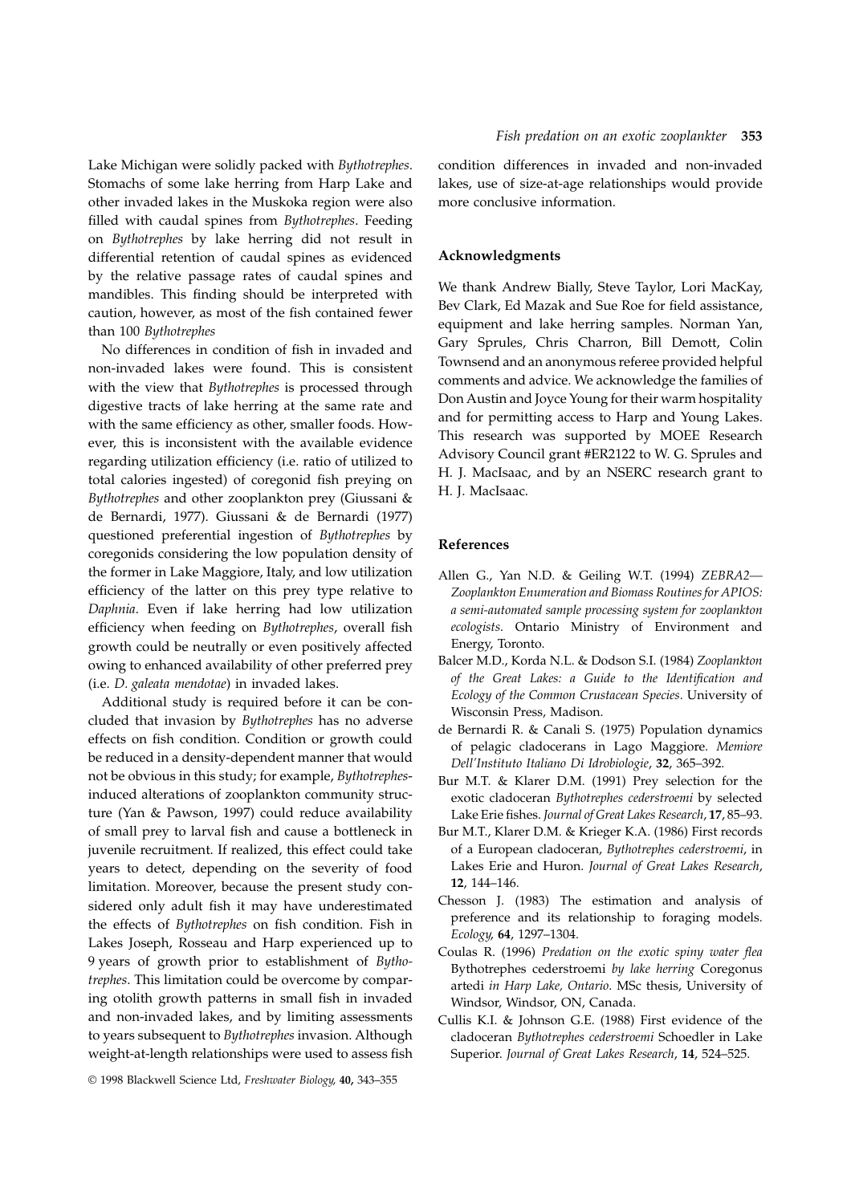Lake Michigan were solidly packed with *Bythotrephes*. Stomachs of some lake herring from Harp Lake and other invaded lakes in the Muskoka region were also filled with caudal spines from *Bythotrephes*. Feeding on *Bythotrephes* by lake herring did not result in differential retention of caudal spines as evidenced by the relative passage rates of caudal spines and mandibles. This finding should be interpreted with caution, however, as most of the fish contained fewer than 100 *Bythotrephes*

No differences in condition of fish in invaded and non-invaded lakes were found. This is consistent with the view that *Bythotrephes* is processed through digestive tracts of lake herring at the same rate and with the same efficiency as other, smaller foods. However, this is inconsistent with the available evidence regarding utilization efficiency (i.e. ratio of utilized to total calories ingested) of coregonid fish preying on *Bythotrephes* and other zooplankton prey (Giussani & de Bernardi, 1977). Giussani & de Bernardi (1977) questioned preferential ingestion of *Bythotrephes* by coregonids considering the low population density of the former in Lake Maggiore, Italy, and low utilization efficiency of the latter on this prey type relative to *Daphnia*. Even if lake herring had low utilization efficiency when feeding on *Bythotrephes*, overall fish growth could be neutrally or even positively affected owing to enhanced availability of other preferred prey (i.e. *D. galeata mendotae*) in invaded lakes.

Additional study is required before it can be concluded that invasion by *Bythotrephes* has no adverse effects on fish condition. Condition or growth could be reduced in a density-dependent manner that would not be obvious in this study; for example, *Bythotrephes*-induced alterations of zooplankton community structure (Yan & Pawson, 1997) could reduce availability of small prey to larval fish and cause a bottleneck in juvenile recruitment. If realized, this effect could take years to detect, depending on the severity of food limitation. Moreover, because the present study considered only adult fish it may have underestimated the effects of *Bythotrephes* on fish condition. Fish in Lakes Joseph, Rosseau and Harp experienced up to 9 years of growth prior to establishment of *Bythotrephes*. This limitation could be overcome by comparing otolith growth patterns in small fish in invaded and non-invaded lakes, and by limiting assessments to years subsequent to *Bythotrephes* invasion. Although weight-at-length relationships were used to assess fish condition differences in invaded and non-invaded lakes, use of size-at-age relationships would provide more conclusive information.

## Acknowledgments

We thank Andrew Bially, Steve Taylor, Lori MacKay, Bev Clark, Ed Mazak and Sue Roe for field assistance, equipment and lake herring samples. Norman Yan, Gary Sprules, Chris Charron, Bill Demott, Colin Townsend and an anonymous referee provided helpful comments and advice. We acknowledge the families of Don Austin and Joyce Young for their warm hospitality and for permitting access to Harp and Young Lakes. This research was supported by MOEE Research Advisory Council grant #ER2122 to W. G. Sprules and H. J. MacIsaac, and by an NSERC research grant to H. J. MacIsaac.

## References

Allen G., Yan N.D. & Geiling W.T. (1994) *ZEBRA2—Zooplankton Enumeration and Biomass Routines for APIOS: a semi-automated sample processing system for zooplankton ecologists*. Ontario Ministry of Environment and Energy, Toronto.

Balcer M.D., Korda N.L. & Dodson S.I. (1984) *Zooplankton of the Great Lakes: a Guide to the Identification and Ecology of the Common Crustacean Species*. University of Wisconsin Press, Madison.

de Bernardi R. & Canali S. (1975) Population dynamics of pelagic cladocerans in Lago Maggiore. *Memiore Dell'Instituto Italiano Di Idrobiologie*, **32**, 365–392.

Bur M.T. & Klarer D.M. (1991) Prey selection for the exotic cladoceran *Bythotrephes cederstroemi* by selected Lake Erie fishes. *Journal of Great Lakes Research*, **17**, 85–93.

Bur M.T., Klarer D.M. & Krieger K.A. (1986) First records of a European cladoceran, *Bythotrephes cederstroemi*, in Lakes Erie and Huron. *Journal of Great Lakes Research*, **12**, 144–146.

Chesson J. (1983) The estimation and analysis of preference and its relationship to foraging models. *Ecology*, **64**, 1297–1304.

Coulas R. (1996) *Predation on the exotic spiny water flea* Bythotrephes cederstroemi *by lake herring* Coregonus artedi *in Harp Lake, Ontario*. MSc thesis, University of Windsor, Windsor, ON, Canada.

Cullis K.I. & Johnson G.E. (1988) First evidence of the cladoceran *Bythotrephes cederstroemi* Schoedler in Lake Superior. *Journal of Great Lakes Research*, **14**, 524–525.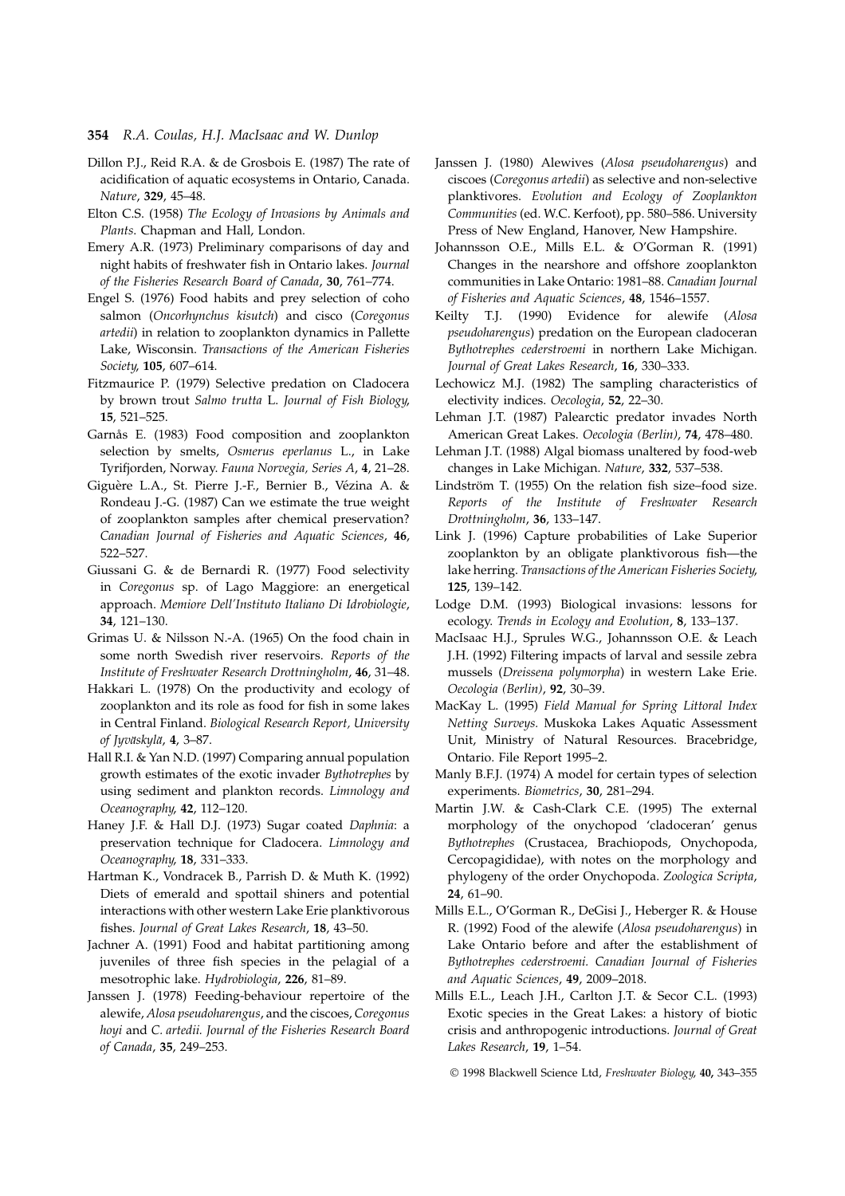Dillon P.J., Reid R.A. & de Grosbois E. (1987) The rate of acidification of aquatic ecosystems in Ontario, Canada. *Nature*, **329**, 45–48.

Elton C.S. (1958) *The Ecology of Invasions by Animals and Plants*. Chapman and Hall, London.

Emery A.R. (1973) Preliminary comparisons of day and night habits of freshwater fish in Ontario lakes. *Journal of the Fisheries Research Board of Canada*, **30**, 761–774.

Engel S. (1976) Food habits and prey selection of coho salmon (*Oncorhynchus kisutch*) and cisco (*Coregonus artedii*) in relation to zooplankton dynamics in Pallette Lake, Wisconsin. *Transactions of the American Fisheries Society*, **105**, 607–614.

Fitzmaurice P. (1979) Selective predation on Cladocera by brown trout *Salmo trutta* L. *Journal of Fish Biology*, **15**, 521–525.

Garnås E. (1983) Food composition and zooplankton selection by smelts, *Osmerus eperlanus* L., in Lake Tyrifjorden, Norway. *Fauna Norvegia, Series A*, **4**, 21–28.

Giguère L.A., St. Pierre J.-F., Bernier B., Vézina A. & Rondeau J.-G. (1987) Can we estimate the true weight of zooplankton samples after chemical preservation? *Canadian Journal of Fisheries and Aquatic Sciences*, **46**, 522–527.

Giussani G. & de Bernardi R. (1977) Food selectivity in *Coregonus* sp. of Lago Maggiore: an energetical approach. *Memiore Dell'Instituto Italiano Di Idrobiologie*, **34**, 121–130.

Grimas U. & Nilsson N.-A. (1965) On the food chain in some north Swedish river reservoirs. *Reports of the Institute of Freshwater Research Drottningholm*, **46**, 31–48.

Hakkari L. (1978) On the productivity and ecology of zooplankton and its role as food for fish in some lakes in Central Finland. *Biological Research Report, University of Jyväskylä*, **4**, 3–87.

Hall R.I. & Yan N.D. (1997) Comparing annual population growth estimates of the exotic invader *Bythotrephes* by using sediment and plankton records. *Limnology and Oceanography*, **42**, 112–120.

Haney J.F. & Hall D.J. (1973) Sugar coated *Daphnia*: a preservation technique for Cladocera. *Limnology and Oceanography*, **18**, 331–333.

Hartman K., Vondracek B., Parrish D. & Muth K. (1992) Diets of emerald and spottail shiners and potential interactions with other western Lake Erie planktivorous fishes. *Journal of Great Lakes Research*, **18**, 43–50.

Jachner A. (1991) Food and habitat partitioning among juveniles of three fish species in the pelagial of a mesotrophic lake. *Hydrobiologia*, **226**, 81–89.

Janssen J. (1978) Feeding-behaviour repertoire of the alewife, *Alosa pseudoharengus*, and the ciscoes, *Coregonus hoyi* and *C. artedii. Journal of the Fisheries Research Board of Canada*, **35**, 249–253.

Janssen J. (1980) Alewives (*Alosa pseudoharengus*) and ciscoes (*Coregonus artedii*) as selective and non-selective planktivores. *Evolution and Ecology of Zooplankton Communities* (ed. W.C. Kerfoot), pp. 580–586. University Press of New England, Hanover, New Hampshire.

Johannsson O.E., Mills E.L. & O'Gorman R. (1991) Changes in the nearshore and offshore zooplankton communities in Lake Ontario: 1981–88. *Canadian Journal of Fisheries and Aquatic Sciences*, **48**, 1546–1557.

Keilty T.J. (1990) Evidence for alewife (*Alosa pseudoharengus*) predation on the European cladoceran *Bythotrephes cederstroemi* in northern Lake Michigan. *Journal of Great Lakes Research*, **16**, 330–333.

Lechowicz M.J. (1982) The sampling characteristics of electivity indices. *Oecologia*, **52**, 22–30.

Lehman J.T. (1987) Palearctic predator invades North American Great Lakes. *Oecologia (Berlin)*, **74**, 478–480.

Lehman J.T. (1988) Algal biomass unaltered by food-web changes in Lake Michigan. *Nature*, **332**, 537–538.

Lindström T. (1955) On the relation fish size–food size. *Reports of the Institute of Freshwater Research Drottningholm*, **36**, 133–147.

Link J. (1996) Capture probabilities of Lake Superior zooplankton by an obligate planktivorous fish—the lake herring. *Transactions of the American Fisheries Society*, **125**, 139–142.

Lodge D.M. (1993) Biological invasions: lessons for ecology. *Trends in Ecology and Evolution*, **8**, 133–137.

MacIsaac H.J., Sprules W.G., Johannsson O.E. & Leach J.H. (1992) Filtering impacts of larval and sessile zebra mussels (*Dreissena polymorpha*) in western Lake Erie. *Oecologia (Berlin)*, **92**, 30–39.

MacKay L. (1995) *Field Manual for Spring Littoral Index Netting Surveys.* Muskoka Lakes Aquatic Assessment Unit, Ministry of Natural Resources. Bracebridge, Ontario. File Report 1995–2.

Manly B.F.J. (1974) A model for certain types of selection experiments. *Biometrics*, **30**, 281–294.

Martin J.W. & Cash-Clark C.E. (1995) The external morphology of the onychopod 'cladoceran' genus *Bythotrephes* (Crustacea, Brachiopods, Onychopoda, Cercopagididae), with notes on the morphology and phylogeny of the order Onychopoda. *Zoologica Scripta*, **24**, 61–90.

Mills E.L., O'Gorman R., DeGisi J., Heberger R. & House R. (1992) Food of the alewife (*Alosa pseudoharengus*) in Lake Ontario before and after the establishment of *Bythotrephes cederstroemi. Canadian Journal of Fisheries and Aquatic Sciences*, **49**, 2009–2018.

Mills E.L., Leach J.H., Carlton J.T. & Secor C.L. (1993) Exotic species in the Great Lakes: a history of biotic crisis and anthropogenic introductions. *Journal of Great Lakes Research*, **19**, 1–54.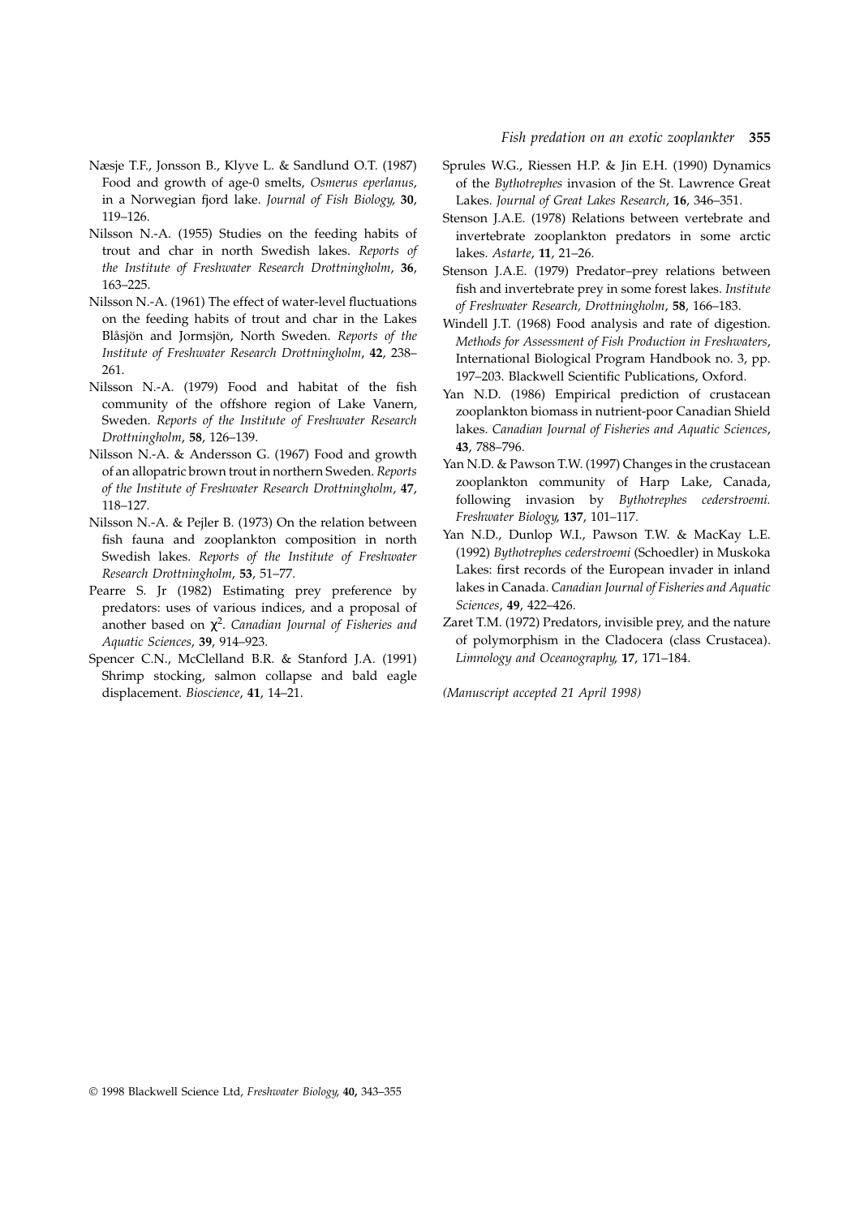Næsje T.F., Jonsson B., Klyve L. & Sandlund O.T. (1987) Food and growth of age-0 smelts, *Osmerus eperlanus*, in a Norwegian fjord lake. *Journal of Fish Biology*, **30**, 119–126.

Nilsson N.-A. (1955) Studies on the feeding habits of trout and char in north Swedish lakes. *Reports of the Institute of Freshwater Research Drottningholm*, **36**, 163–225.

Nilsson N.-A. (1961) The effect of water-level fluctuations on the feeding habits of trout and char in the Lakes Blåsjön and Jormsjön, North Sweden. *Reports of the Institute of Freshwater Research Drottningholm*, **42**, 238–261.

Nilsson N.-A. (1979) Food and habitat of the fish community of the offshore region of Lake Vanern, Sweden. *Reports of the Institute of Freshwater Research Drottningholm*, **58**, 126–139.

Nilsson N.-A. & Andersson G. (1967) Food and growth of an allopatric brown trout in northern Sweden. *Reports of the Institute of Freshwater Research Drottningholm*, **47**, 118–127.

Nilsson N.-A. & Pejler B. (1973) On the relation between fish fauna and zooplankton composition in north Swedish lakes. *Reports of the Institute of Freshwater Research Drottningholm*, **53**, 51–77.

Pearre S. Jr (1982) Estimating prey preference by predators: uses of various indices, and a proposal of another based on $\chi^2$. *Canadian Journal of Fisheries and Aquatic Sciences*, **39**, 914–923.

Spencer C.N., McClelland B.R. & Stanford J.A. (1991) Shrimp stocking, salmon collapse and bald eagle displacement. *Bioscience*, **41**, 14–21.

Sprules W.G., Riessen H.P. & Jin E.H. (1990) Dynamics of the *Bythotrephes* invasion of the St. Lawrence Great Lakes. *Journal of Great Lakes Research*, **16**, 346–351.

Stenson J.A.E. (1978) Relations between vertebrate and invertebrate zooplankton predators in some arctic lakes. *Astarte*, **11**, 21–26.

Stenson J.A.E. (1979) Predator–prey relations between fish and invertebrate prey in some forest lakes. *Institute of Freshwater Research, Drottningholm*, **58**, 166–183.

Windell J.T. (1968) Food analysis and rate of digestion. *Methods for Assessment of Fish Production in Freshwaters*, International Biological Program Handbook no. 3, pp. 197–203. Blackwell Scientific Publications, Oxford.

Yan N.D. (1986) Empirical prediction of crustacean zooplankton biomass in nutrient-poor Canadian Shield lakes. *Canadian Journal of Fisheries and Aquatic Sciences*, **43**, 788–796.

Yan N.D. & Pawson T.W. (1997) Changes in the crustacean zooplankton community of Harp Lake, Canada, following invasion by *Bythotrephes cederstroemi. Freshwater Biology*, **137**, 101–117.

Yan N.D., Dunlop W.I., Pawson T.W. & MacKay L.E. (1992) *Bythotrephes cederstroemi* (Schoedler) in Muskoka Lakes: first records of the European invader in inland lakes in Canada. *Canadian Journal of Fisheries and Aquatic Sciences*, **49**, 422–426.

Zaret T.M. (1972) Predators, invisible prey, and the nature of polymorphism in the Cladocera (class Crustacea). *Limnology and Oceanography*, **17**, 171–184.

*(Manuscript accepted 21 April 1998)*